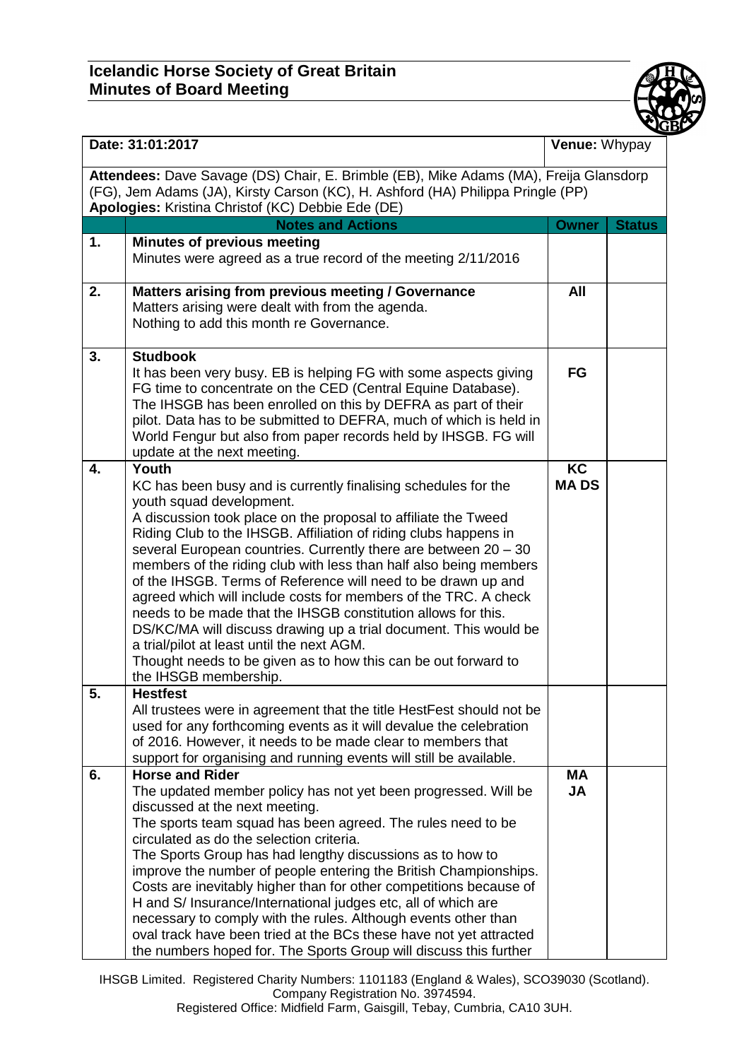# Icelandic Horse Society of Great Britain
## Minutes of Board Meeting

| **Date: 31:01:2017** | | **Venue:** Whypay | |
|---|---|---|---|
| **Attendees:** Dave Savage (DS) Chair, E. Brimble (EB), Mike Adams (MA), Freija Glansdorp (FG), Jem Adams (JA), Kirsty Carson (KC), H. Ashford (HA) Philippa Pringle (PP)<br>**Apologies:** Kristina Christof (KC) Debbie Ede (DE) | | | |
| | **Notes and Actions** | **Owner** | **Status** |
| **1.** | **Minutes of previous meeting**<br>Minutes were agreed as a true record of the meeting 2/11/2016 | | |
| **2.** | **Matters arising from previous meeting / Governance**<br>Matters arising were dealt with from the agenda.<br>Nothing to add this month re Governance. | **All** | |
| **3.** | **Studbook**<br>It has been very busy. EB is helping FG with some aspects giving FG time to concentrate on the CED (Central Equine Database). The IHSGB has been enrolled on this by DEFRA as part of their pilot. Data has to be submitted to DEFRA, much of which is held in World Fengur but also from paper records held by IHSGB. FG will update at the next meeting. | **FG** | |
| **4.** | **Youth**<br>KC has been busy and is currently finalising schedules for the youth squad development.<br>A discussion took place on the proposal to affiliate the Tweed Riding Club to the IHSGB. Affiliation of riding clubs happens in several European countries. Currently there are between 20 – 30 members of the riding club with less than half also being members of the IHSGB. Terms of Reference will need to be drawn up and agreed which will include costs for members of the TRC. A check needs to be made that the IHSGB constitution allows for this. DS/KC/MA will discuss drawing up a trial document. This would be a trial/pilot at least until the next AGM.<br>Thought needs to be given as to how this can be out forward to the IHSGB membership. | **KC**<br>**MA DS** | |
| **5.** | **Hestfest**<br>All trustees were in agreement that the title HestFest should not be used for any forthcoming events as it will devalue the celebration of 2016. However, it needs to be made clear to members that support for organising and running events will still be available. | | |
| **6.** | **Horse and Rider**<br>The updated member policy has not yet been progressed. Will be discussed at the next meeting.<br>The sports team squad has been agreed. The rules need to be circulated as do the selection criteria.<br>The Sports Group has had lengthy discussions as to how to improve the number of people entering the British Championships. Costs are inevitably higher than for other competitions because of H and S/ Insurance/International judges etc, all of which are necessary to comply with the rules. Although events other than oval track have been tried at the BCs these have not yet attracted the numbers hoped for. The Sports Group will discuss this further | **MA**<br>**JA** | |

IHSGB Limited. Registered Charity Numbers: 1101183 (England & Wales), SCO39030 (Scotland). Company Registration No. 3974594.
Registered Office: Midfield Farm, Gaisgill, Tebay, Cumbria, CA10 3UH.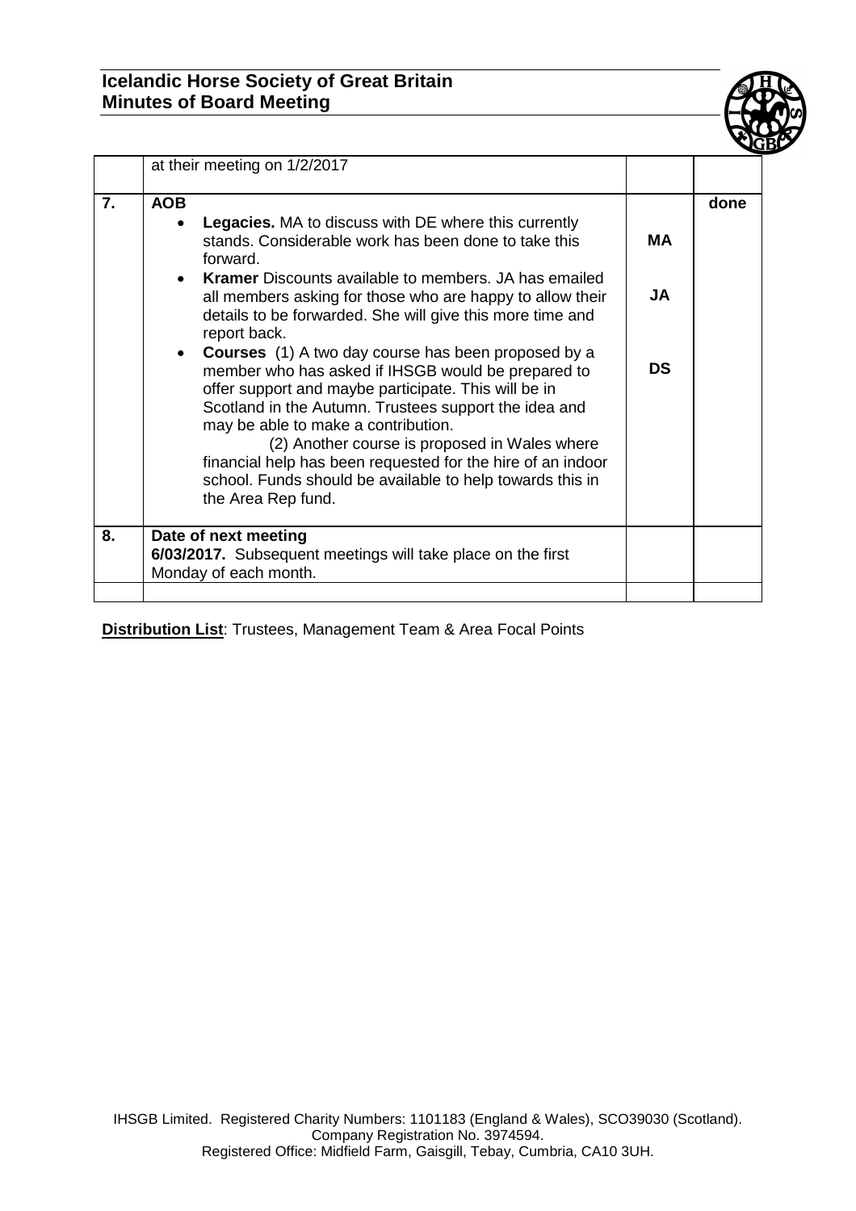| | | | |
|---|---|---|---|
| | at their meeting on 1/2/2017 | | |
| **7.** | **AOB**<br>• **Legacies.** MA to discuss with DE where this currently stands. Considerable work has been done to take this forward.<br>• **Kramer** Discounts available to members. JA has emailed all members asking for those who are happy to allow their details to be forwarded. She will give this more time and report back.<br>• **Courses** (1) A two day course has been proposed by a member who has asked if IHSGB would be prepared to offer support and maybe participate. This will be in Scotland in the Autumn. Trustees support the idea and may be able to make a contribution.<br>(2) Another course is proposed in Wales where financial help has been requested for the hire of an indoor school. Funds should be available to help towards this in the Area Rep fund. | **MA**<br><br>**JA**<br><br>**DS** | **done** |
| **8.** | **Date of next meeting**<br>**6/03/2017.** Subsequent meetings will take place on the first Monday of each month. | | |
| | | | |

**Distribution List**: Trustees, Management Team & Area Focal Points